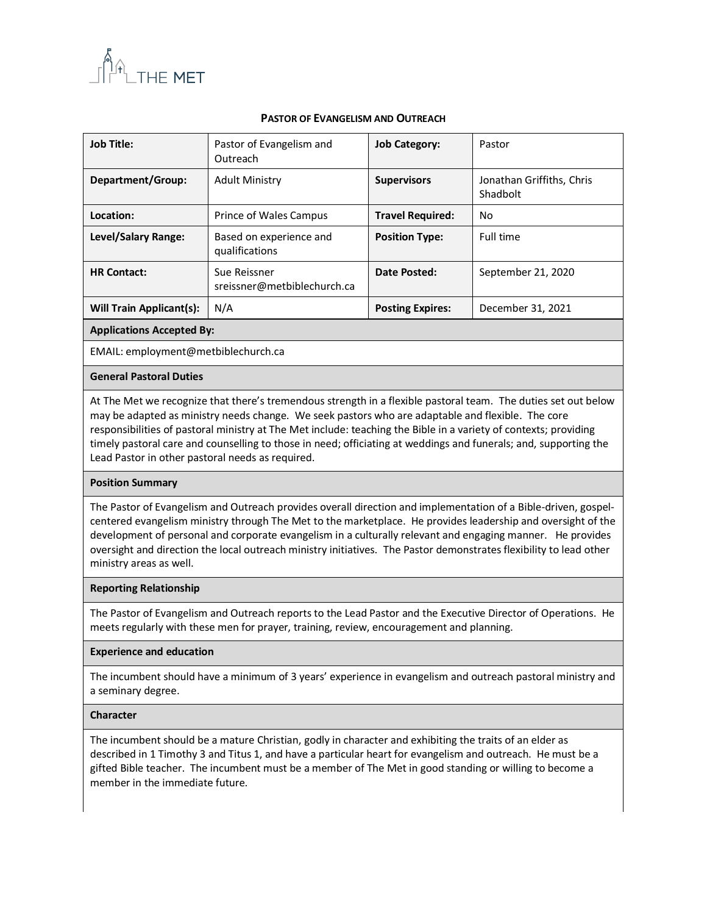THE MET

## Pastor of Evangelism and Outreach

| Job Title: | Pastor of Evangelism and Outreach | Job Category: | Pastor |
|---|---|---|---|
| Department/Group: | Adult Ministry | Supervisors | Jonathan Griffiths, Chris Shadbolt |
| Location: | Prince of Wales Campus | Travel Required: | No |
| Level/Salary Range: | Based on experience and qualifications | Position Type: | Full time |
| HR Contact: | Sue Reissner sreissner@metbiblechurch.ca | Date Posted: | September 21, 2020 |
| Will Train Applicant(s): | N/A | Posting Expires: | December 31, 2021 |

**Applications Accepted By:**

EMAIL: employment@metbiblechurch.ca

**General Pastoral Duties**

At The Met we recognize that there's tremendous strength in a flexible pastoral team. The duties set out below may be adapted as ministry needs change. We seek pastors who are adaptable and flexible. The core responsibilities of pastoral ministry at The Met include: teaching the Bible in a variety of contexts; providing timely pastoral care and counselling to those in need; officiating at weddings and funerals; and, supporting the Lead Pastor in other pastoral needs as required.

**Position Summary**

The Pastor of Evangelism and Outreach provides overall direction and implementation of a Bible-driven, gospel-centered evangelism ministry through The Met to the marketplace. He provides leadership and oversight of the development of personal and corporate evangelism in a culturally relevant and engaging manner. He provides oversight and direction the local outreach ministry initiatives. The Pastor demonstrates flexibility to lead other ministry areas as well.

**Reporting Relationship**

The Pastor of Evangelism and Outreach reports to the Lead Pastor and the Executive Director of Operations. He meets regularly with these men for prayer, training, review, encouragement and planning.

**Experience and education**

The incumbent should have a minimum of 3 years' experience in evangelism and outreach pastoral ministry and a seminary degree.

**Character**

The incumbent should be a mature Christian, godly in character and exhibiting the traits of an elder as described in 1 Timothy 3 and Titus 1, and have a particular heart for evangelism and outreach. He must be a gifted Bible teacher. The incumbent must be a member of The Met in good standing or willing to become a member in the immediate future.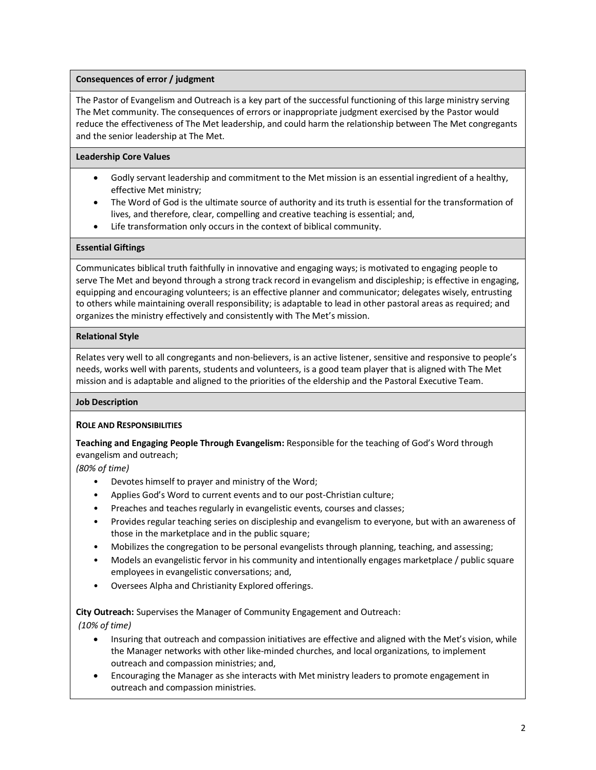**Consequences of error / judgment**

The Pastor of Evangelism and Outreach is a key part of the successful functioning of this large ministry serving The Met community. The consequences of errors or inappropriate judgment exercised by the Pastor would reduce the effectiveness of The Met leadership, and could harm the relationship between The Met congregants and the senior leadership at The Met.

**Leadership Core Values**

- Godly servant leadership and commitment to the Met mission is an essential ingredient of a healthy, effective Met ministry;
- The Word of God is the ultimate source of authority and its truth is essential for the transformation of lives, and therefore, clear, compelling and creative teaching is essential; and,
- Life transformation only occurs in the context of biblical community.

**Essential Giftings**

Communicates biblical truth faithfully in innovative and engaging ways; is motivated to engaging people to serve The Met and beyond through a strong track record in evangelism and discipleship; is effective in engaging, equipping and encouraging volunteers; is an effective planner and communicator; delegates wisely, entrusting to others while maintaining overall responsibility; is adaptable to lead in other pastoral areas as required; and organizes the ministry effectively and consistently with The Met's mission.

**Relational Style**

Relates very well to all congregants and non-believers, is an active listener, sensitive and responsive to people's needs, works well with parents, students and volunteers, is a good team player that is aligned with The Met mission and is adaptable and aligned to the priorities of the eldership and the Pastoral Executive Team.

**Job Description**

**ROLE AND RESPONSIBILITIES**

**Teaching and Engaging People Through Evangelism:** Responsible for the teaching of God's Word through evangelism and outreach;
*(80% of time)*

- Devotes himself to prayer and ministry of the Word;
- Applies God's Word to current events and to our post-Christian culture;
- Preaches and teaches regularly in evangelistic events, courses and classes;
- Provides regular teaching series on discipleship and evangelism to everyone, but with an awareness of those in the marketplace and in the public square;
- Mobilizes the congregation to be personal evangelists through planning, teaching, and assessing;
- Models an evangelistic fervor in his community and intentionally engages marketplace / public square employees in evangelistic conversations; and,
- Oversees Alpha and Christianity Explored offerings.

**City Outreach:** Supervises the Manager of Community Engagement and Outreach:
*(10% of time)*

- Insuring that outreach and compassion initiatives are effective and aligned with the Met's vision, while the Manager networks with other like-minded churches, and local organizations, to implement outreach and compassion ministries; and,
- Encouraging the Manager as she interacts with Met ministry leaders to promote engagement in outreach and compassion ministries.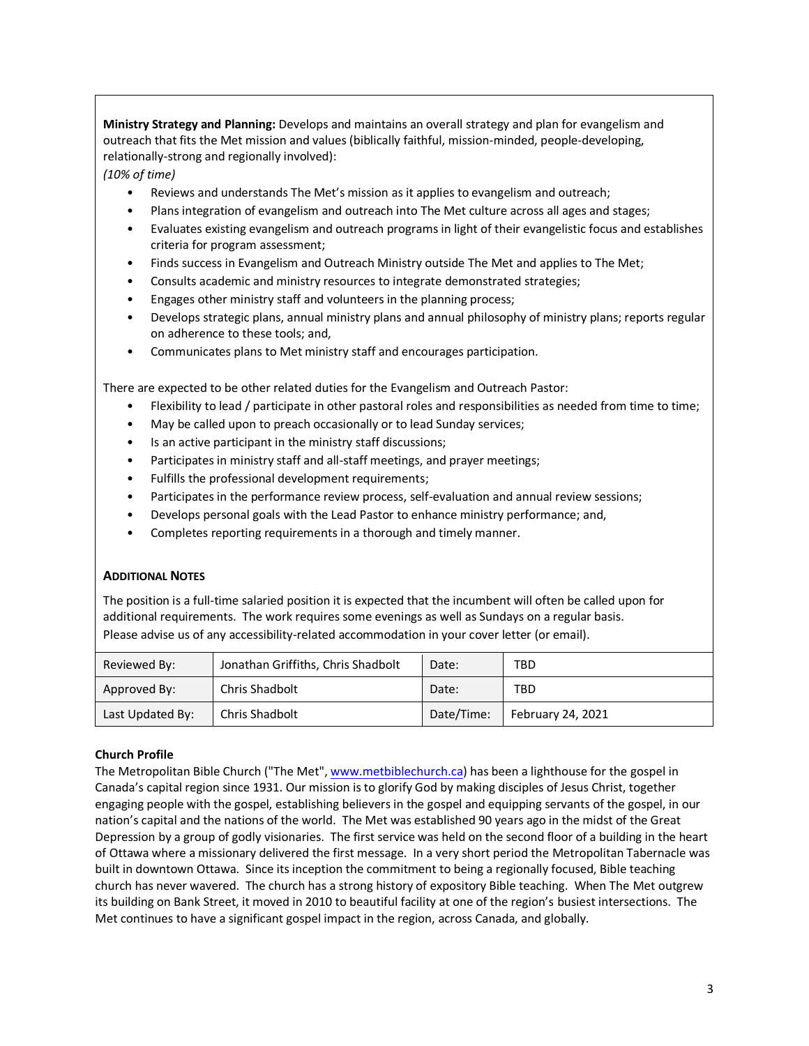**Ministry Strategy and Planning:** Develops and maintains an overall strategy and plan for evangelism and outreach that fits the Met mission and values (biblically faithful, mission-minded, people-developing, relationally-strong and regionally involved):

*(10% of time)*

- Reviews and understands The Met's mission as it applies to evangelism and outreach;
- Plans integration of evangelism and outreach into The Met culture across all ages and stages;
- Evaluates existing evangelism and outreach programs in light of their evangelistic focus and establishes criteria for program assessment;
- Finds success in Evangelism and Outreach Ministry outside The Met and applies to The Met;
- Consults academic and ministry resources to integrate demonstrated strategies;
- Engages other ministry staff and volunteers in the planning process;
- Develops strategic plans, annual ministry plans and annual philosophy of ministry plans; reports regular on adherence to these tools; and,
- Communicates plans to Met ministry staff and encourages participation.

There are expected to be other related duties for the Evangelism and Outreach Pastor:

- Flexibility to lead / participate in other pastoral roles and responsibilities as needed from time to time;
- May be called upon to preach occasionally or to lead Sunday services;
- Is an active participant in the ministry staff discussions;
- Participates in ministry staff and all-staff meetings, and prayer meetings;
- Fulfills the professional development requirements;
- Participates in the performance review process, self-evaluation and annual review sessions;
- Develops personal goals with the Lead Pastor to enhance ministry performance; and,
- Completes reporting requirements in a thorough and timely manner.

### ADDITIONAL NOTES

The position is a full-time salaried position it is expected that the incumbent will often be called upon for additional requirements. The work requires some evenings as well as Sundays on a regular basis.
Please advise us of any accessibility-related accommodation in your cover letter (or email).

| Reviewed By: | Jonathan Griffiths, Chris Shadbolt | Date: | TBD |
|---|---|---|---|
| Approved By: | Chris Shadbolt | Date: | TBD |
| Last Updated By: | Chris Shadbolt | Date/Time: | February 24, 2021 |

**Church Profile**

The Metropolitan Bible Church ("The Met", www.metbiblechurch.ca) has been a lighthouse for the gospel in Canada's capital region since 1931. Our mission is to glorify God by making disciples of Jesus Christ, together engaging people with the gospel, establishing believers in the gospel and equipping servants of the gospel, in our nation's capital and the nations of the world. The Met was established 90 years ago in the midst of the Great Depression by a group of godly visionaries. The first service was held on the second floor of a building in the heart of Ottawa where a missionary delivered the first message. In a very short period the Metropolitan Tabernacle was built in downtown Ottawa. Since its inception the commitment to being a regionally focused, Bible teaching church has never wavered. The church has a strong history of expository Bible teaching. When The Met outgrew its building on Bank Street, it moved in 2010 to beautiful facility at one of the region's busiest intersections. The Met continues to have a significant gospel impact in the region, across Canada, and globally.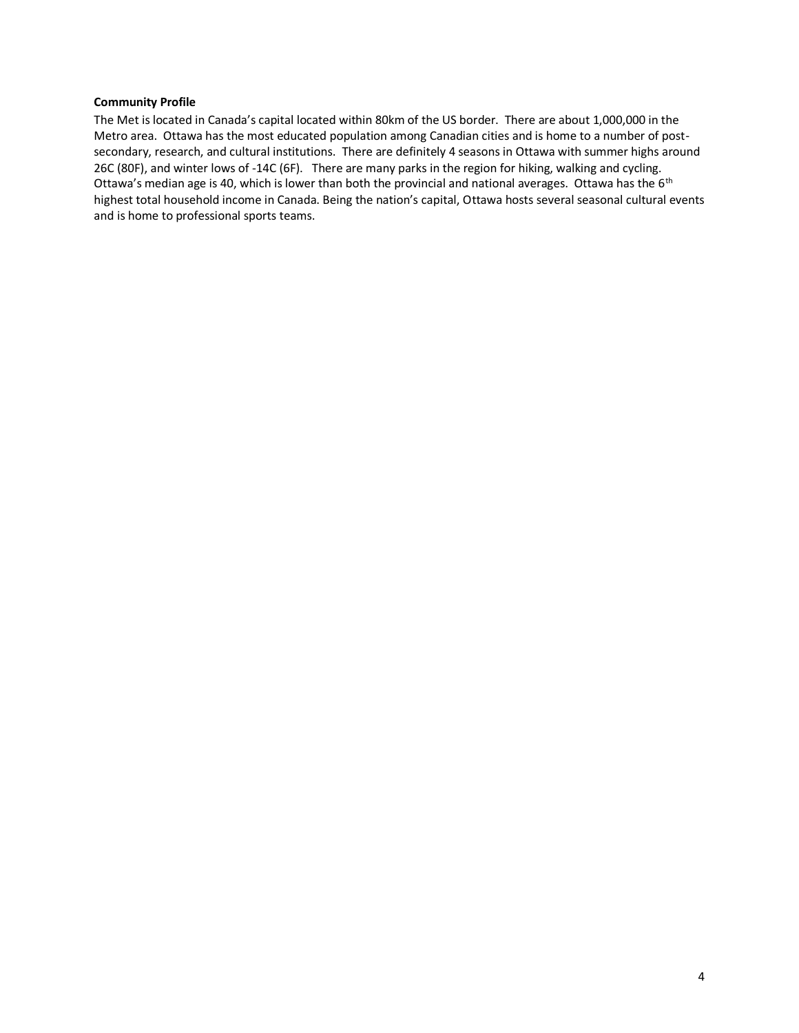**Community Profile**

The Met is located in Canada's capital located within 80km of the US border. There are about 1,000,000 in the Metro area. Ottawa has the most educated population among Canadian cities and is home to a number of post-secondary, research, and cultural institutions. There are definitely 4 seasons in Ottawa with summer highs around 26C (80F), and winter lows of -14C (6F). There are many parks in the region for hiking, walking and cycling. Ottawa's median age is 40, which is lower than both the provincial and national averages. Ottawa has the 6th highest total household income in Canada. Being the nation's capital, Ottawa hosts several seasonal cultural events and is home to professional sports teams.